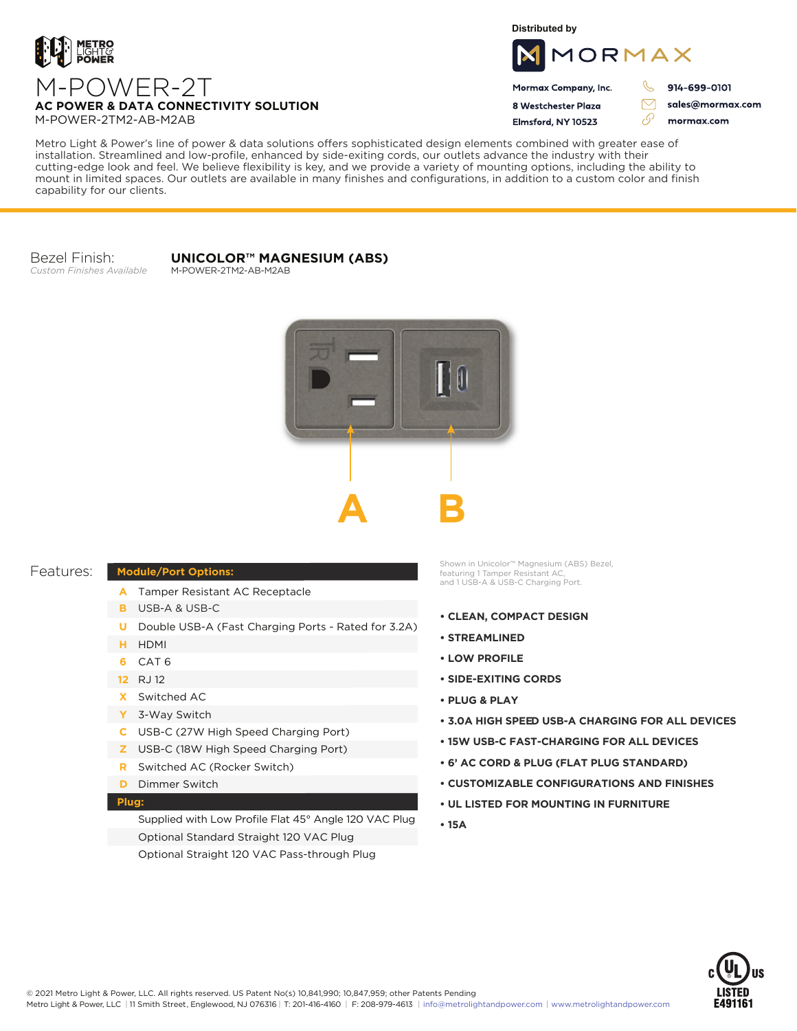METRO LIGHT & POWER

# M-POWER-2T

**AC POWER & DATA CONNECTIVITY SOLUTION**

M-POWER-2TM2-AB-M2AB

Distributed by

MORMAX

**Mormax Company, Inc.**
**8 Westchester Plaza**
**Elmsford, NY 10523**

**914-699-0101**
**sales@mormax.com**
**mormax.com**

Metro Light & Power's line of power & data solutions offers sophisticated design elements combined with greater ease of installation. Streamlined and low-profile, enhanced by side-exiting cords, our outlets advance the industry with their cutting-edge look and feel. We believe flexibility is key, and we provide a variety of mounting options, including the ability to mount in limited spaces. Our outlets are available in many finishes and configurations, in addition to a custom color and finish capability for our clients.

Bezel Finish:
*Custom Finishes Available*

**UNICOLOR™ MAGNESIUM (ABS)**
M-POWER-2TM2-AB-M2AB

A B

Features:

| | |
|---|---|
| **Module/Port Options:** | |
| A | Tamper Resistant AC Receptacle |
| B | USB-A & USB-C |
| U | Double USB-A (Fast Charging Ports - Rated for 3.2A) |
| H | HDMI |
| 6 | CAT 6 |
| 12 | RJ 12 |
| X | Switched AC |
| Y | 3-Way Switch |
| C | USB-C (27W High Speed Charging Port) |
| Z | USB-C (18W High Speed Charging Port) |
| R | Switched AC (Rocker Switch) |
| D | Dimmer Switch |
| **Plug:** | |
| | Supplied with Low Profile Flat 45° Angle 120 VAC Plug |
| | Optional Standard Straight 120 VAC Plug |
| | Optional Straight 120 VAC Pass-through Plug |

Shown in Unicolor™ Magnesium (ABS) Bezel, featuring 1 Tamper Resistant AC, and 1 USB-A & USB-C Charging Port.

- **CLEAN, COMPACT DESIGN**
- **STREAMLINED**
- **LOW PROFILE**
- **SIDE-EXITING CORDS**
- **PLUG & PLAY**
- **3.0A HIGH SPEED USB-A CHARGING FOR ALL DEVICES**
- **15W USB-C FAST-CHARGING FOR ALL DEVICES**
- **6' AC CORD & PLUG (FLAT PLUG STANDARD)**
- **CUSTOMIZABLE CONFIGURATIONS AND FINISHES**
- **UL LISTED FOR MOUNTING IN FURNITURE**
- **15A**

© 2021 Metro Light & Power, LLC. All rights reserved. US Patent No(s) 10,841,990; 10,847,959; other Patents Pending
Metro Light & Power, LLC | 11 Smith Street, Englewood, NJ 076316 | T: 201-416-4160 | F: 208-979-4613 | info@metrolightandpower.com | www.metrolightandpower.com

c UL us LISTED E491161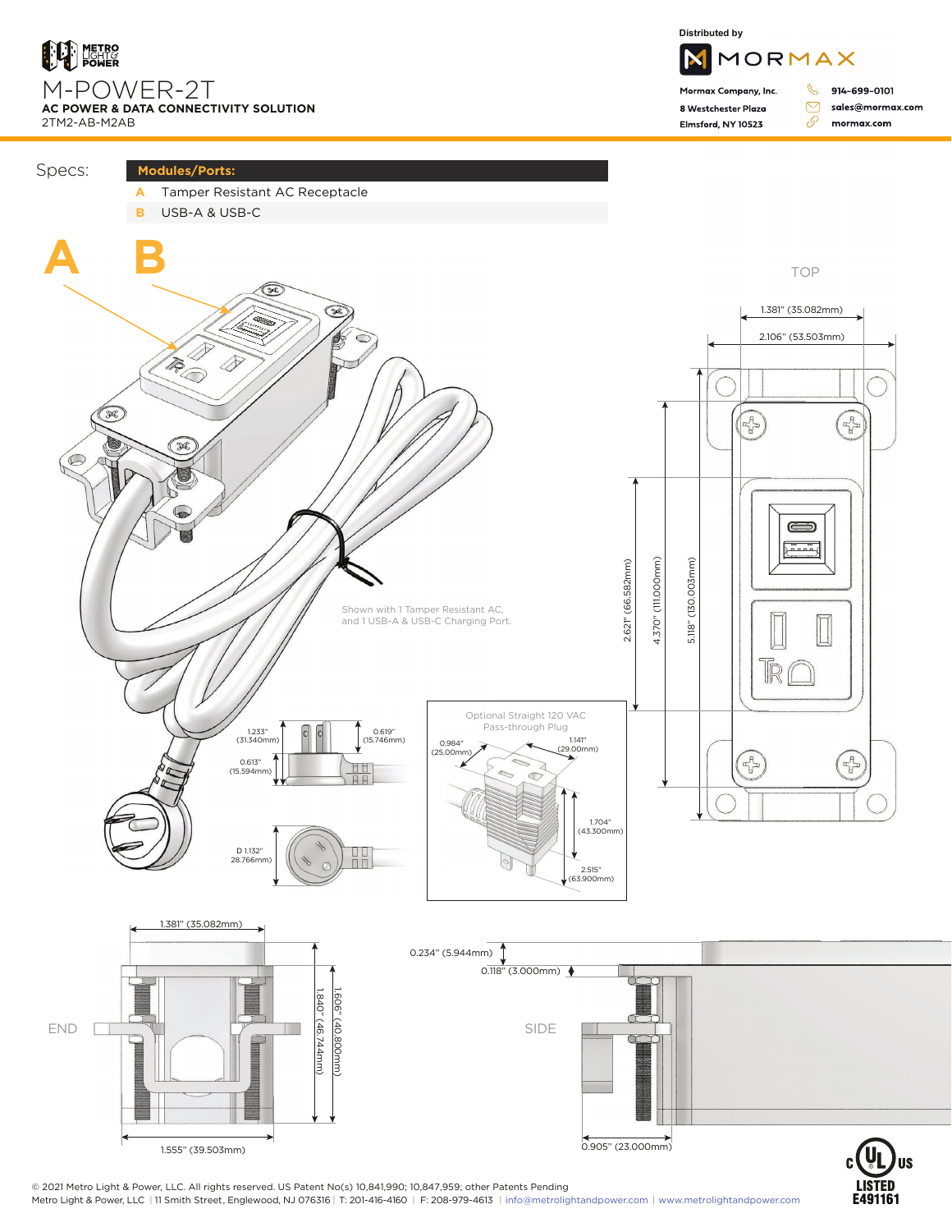# M-POWER-2T

**AC POWER & DATA CONNECTIVITY SOLUTION**

2TM2-AB-M2AB

Distributed by

MORMAX

Mormax Company, Inc.
8 Westchester Plaza
Elmsford, NY 10523

914-699-0101
sales@mormax.com
mormax.com

Specs:

| Modules/Ports: | |
|---|---|
| A | Tamper Resistant AC Receptacle |
| B | USB-A & USB-C |

A B

Shown with 1 Tamper Resistant AC, and 1 USB-A & USB-C Charging Port.

TOP

1.381" (35.082mm)
2.106" (53.503mm)
2.621" (66.582mm)
4.370" (111.000mm)
5.118" (130.003mm)

1.233" (31.340mm)
0.619" (15.746mm)
0.613" (15.594mm)
D 1.132" 28.766mm)

Optional Straight 120 VAC Pass-through Plug

0.984" (25.00mm)
1.141" (29.00mm)
1.704" (43.300mm)
2.515" (63.900mm)

END

1.381" (35.082mm)
1.840" (46.744mm)
1.606" (40.800mm)
1.555" (39.503mm)

SIDE

0.234" (5.944mm)
0.118" (3.000mm)
0.905" (23.000mm)

c UL us LISTED E491161

© 2021 Metro Light & Power, LLC. All rights reserved. US Patent No(s) 10,841,990; 10,847,959; other Patents Pending
Metro Light & Power, LLC | 11 Smith Street, Englewood, NJ 076316 | T: 201-416-4160 | F: 208-979-4613 | info@metrolightandpower.com | www.metrolightandpower.com